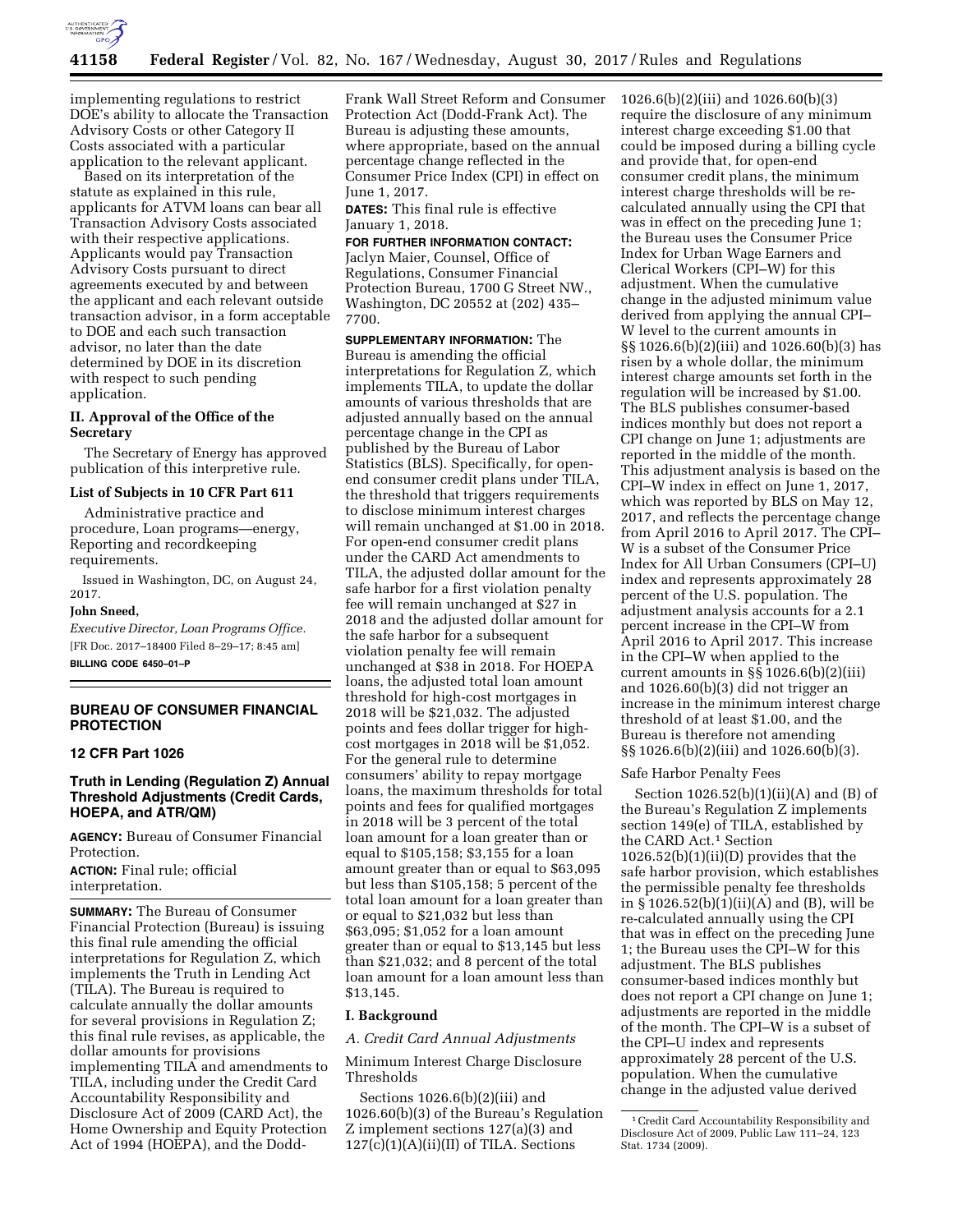implementing regulations to restrict DOE's ability to allocate the Transaction Advisory Costs or other Category II Costs associated with a particular application to the relevant applicant.

Based on its interpretation of the statute as explained in this rule, applicants for ATVM loans can bear all Transaction Advisory Costs associated with their respective applications. Applicants would pay Transaction Advisory Costs pursuant to direct agreements executed by and between the applicant and each relevant outside transaction advisor, in a form acceptable to DOE and each such transaction advisor, no later than the date determined by DOE in its discretion with respect to such pending application.

## II. Approval of the Office of the Secretary

The Secretary of Energy has approved publication of this interpretive rule.

### List of Subjects in 10 CFR Part 611

Administrative practice and procedure, Loan programs—energy, Reporting and recordkeeping requirements.

Issued in Washington, DC, on August 24, 2017.

**John Sneed,**

*Executive Director, Loan Programs Office.*

[FR Doc. 2017–18400 Filed 8–29–17; 8:45 am]

**BILLING CODE 6450–01–P**

---

## BUREAU OF CONSUMER FINANCIAL PROTECTION

### 12 CFR Part 1026

### Truth in Lending (Regulation Z) Annual Threshold Adjustments (Credit Cards, HOEPA, and ATR/QM)

**AGENCY:** Bureau of Consumer Financial Protection.

**ACTION:** Final rule; official interpretation.

**SUMMARY:** The Bureau of Consumer Financial Protection (Bureau) is issuing this final rule amending the official interpretations for Regulation Z, which implements the Truth in Lending Act (TILA). The Bureau is required to calculate annually the dollar amounts for several provisions in Regulation Z; this final rule revises, as applicable, the dollar amounts for provisions implementing TILA and amendments to TILA, including under the Credit Card Accountability Responsibility and Disclosure Act of 2009 (CARD Act), the Home Ownership and Equity Protection Act of 1994 (HOEPA), and the Dodd-Frank Wall Street Reform and Consumer Protection Act (Dodd-Frank Act). The Bureau is adjusting these amounts, where appropriate, based on the annual percentage change reflected in the Consumer Price Index (CPI) in effect on June 1, 2017.

**DATES:** This final rule is effective January 1, 2018.

**FOR FURTHER INFORMATION CONTACT:** Jaclyn Maier, Counsel, Office of Regulations, Consumer Financial Protection Bureau, 1700 G Street NW., Washington, DC 20552 at (202) 435–7700.

**SUPPLEMENTARY INFORMATION:** The Bureau is amending the official interpretations for Regulation Z, which implements TILA, to update the dollar amounts of various thresholds that are adjusted annually based on the annual percentage change in the CPI as published by the Bureau of Labor Statistics (BLS). Specifically, for open-end consumer credit plans under TILA, the threshold that triggers requirements to disclose minimum interest charges will remain unchanged at $1.00 in 2018. For open-end consumer credit plans under the CARD Act amendments to TILA, the adjusted dollar amount for the safe harbor for a first violation penalty fee will remain unchanged at $27 in 2018 and the adjusted dollar amount for the safe harbor for a subsequent violation penalty fee will remain unchanged at $38 in 2018. For HOEPA loans, the adjusted total loan amount threshold for high-cost mortgages in 2018 will be $21,032. The adjusted points and fees dollar trigger for high-cost mortgages in 2018 will be $1,052. For the general rule to determine consumers' ability to repay mortgage loans, the maximum thresholds for total points and fees for qualified mortgages in 2018 will be 3 percent of the total loan amount for a loan greater than or equal to $105,158; $3,155 for a loan amount greater than or equal to $63,095 but less than $105,158; 5 percent of the total loan amount for a loan greater than or equal to $21,032 but less than $63,095; $1,052 for a loan amount greater than or equal to $13,145 but less than $21,032; and 8 percent of the total loan amount for a loan amount less than $13,145.

## I. Background

### *A. Credit Card Annual Adjustments*

#### Minimum Interest Charge Disclosure Thresholds

Sections 1026.6(b)(2)(iii) and 1026.60(b)(3) of the Bureau's Regulation Z implement sections 127(a)(3) and 127(c)(1)(A)(ii)(II) of TILA. Sections 1026.6(b)(2)(iii) and 1026.60(b)(3) require the disclosure of any minimum interest charge exceeding $1.00 that could be imposed during a billing cycle and provide that, for open-end consumer credit plans, the minimum interest charge thresholds will be re-calculated annually using the CPI that was in effect on the preceding June 1; the Bureau uses the Consumer Price Index for Urban Wage Earners and Clerical Workers (CPI–W) for this adjustment. When the cumulative change in the adjusted minimum value derived from applying the annual CPI–W level to the current amounts in §§ 1026.6(b)(2)(iii) and 1026.60(b)(3) has risen by a whole dollar, the minimum interest charge amounts set forth in the regulation will be increased by $1.00. The BLS publishes consumer-based indices monthly but does not report a CPI change on June 1; adjustments are reported in the middle of the month. This adjustment analysis is based on the CPI–W index in effect on June 1, 2017, which was reported by BLS on May 12, 2017, and reflects the percentage change from April 2016 to April 2017. The CPI–W is a subset of the Consumer Price Index for All Urban Consumers (CPI–U) index and represents approximately 28 percent of the U.S. population. The adjustment analysis accounts for a 2.1 percent increase in the CPI–W from April 2016 to April 2017. This increase in the CPI–W when applied to the current amounts in §§ 1026.6(b)(2)(iii) and 1026.60(b)(3) did not trigger an increase in the minimum interest charge threshold of at least $1.00, and the Bureau is therefore not amending §§ 1026.6(b)(2)(iii) and 1026.60(b)(3).

#### Safe Harbor Penalty Fees

Section 1026.52(b)(1)(ii)(A) and (B) of the Bureau's Regulation Z implements section 149(e) of TILA, established by the CARD Act.[1] Section 1026.52(b)(1)(ii)(D) provides that the safe harbor provision, which establishes the permissible penalty fee thresholds in § 1026.52(b)(1)(ii)(A) and (B), will be re-calculated annually using the CPI that was in effect on the preceding June 1; the Bureau uses the CPI–W for this adjustment. The BLS publishes consumer-based indices monthly but does not report a CPI change on June 1; adjustments are reported in the middle of the month. The CPI–W is a subset of the CPI–U index and represents approximately 28 percent of the U.S. population. When the cumulative change in the adjusted value derived

[1] Credit Card Accountability Responsibility and Disclosure Act of 2009, Public Law 111–24, 123 Stat. 1734 (2009).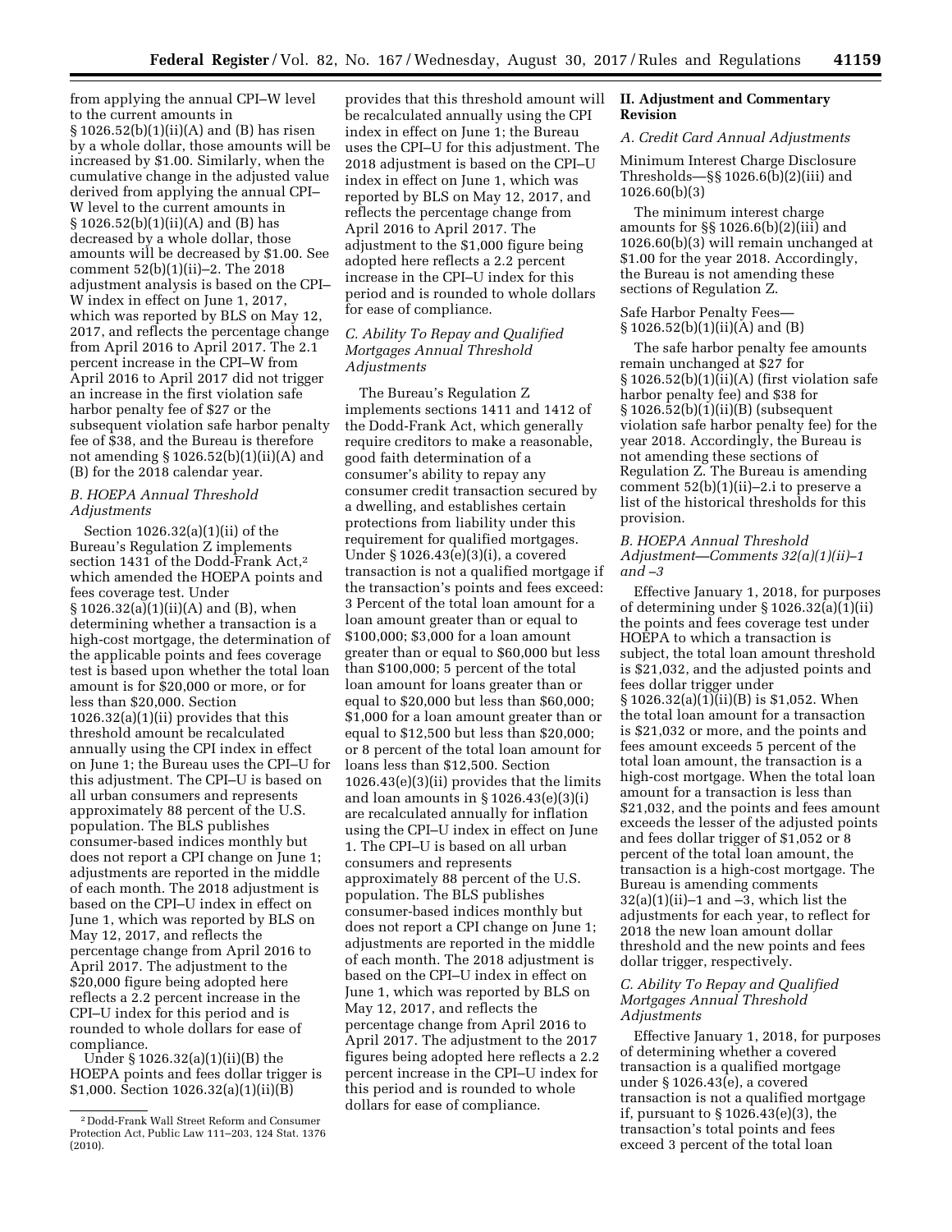from applying the annual CPI–W level to the current amounts in § 1026.52(b)(1)(ii)(A) and (B) has risen by a whole dollar, those amounts will be increased by $1.00. Similarly, when the cumulative change in the adjusted value derived from applying the annual CPI–W level to the current amounts in § 1026.52(b)(1)(ii)(A) and (B) has decreased by a whole dollar, those amounts will be decreased by $1.00. See comment 52(b)(1)(ii)–2. The 2018 adjustment analysis is based on the CPI–W index in effect on June 1, 2017, which was reported by BLS on May 12, 2017, and reflects the percentage change from April 2016 to April 2017. The 2.1 percent increase in the CPI–W from April 2016 to April 2017 did not trigger an increase in the first violation safe harbor penalty fee of $27 or the subsequent violation safe harbor penalty fee of $38, and the Bureau is therefore not amending § 1026.52(b)(1)(ii)(A) and (B) for the 2018 calendar year.

### *B. HOEPA Annual Threshold Adjustments*

Section 1026.32(a)(1)(ii) of the Bureau's Regulation Z implements section 1431 of the Dodd-Frank Act,[2] which amended the HOEPA points and fees coverage test. Under § 1026.32(a)(1)(ii)(A) and (B), when determining whether a transaction is a high-cost mortgage, the determination of the applicable points and fees coverage test is based upon whether the total loan amount is for $20,000 or more, or for less than $20,000. Section 1026.32(a)(1)(ii) provides that this threshold amount be recalculated annually using the CPI index in effect on June 1; the Bureau uses the CPI–U for this adjustment. The CPI–U is based on all urban consumers and represents approximately 88 percent of the U.S. population. The BLS publishes consumer-based indices monthly but does not report a CPI change on June 1; adjustments are reported in the middle of each month. The 2018 adjustment is based on the CPI–U index in effect on June 1, which was reported by BLS on May 12, 2017, and reflects the percentage change from April 2016 to April 2017. The adjustment to the $20,000 figure being adopted here reflects a 2.2 percent increase in the CPI–U index for this period and is rounded to whole dollars for ease of compliance.

Under § 1026.32(a)(1)(ii)(B) the HOEPA points and fees dollar trigger is $1,000. Section 1026.32(a)(1)(ii)(B) provides that this threshold amount will be recalculated annually using the CPI index in effect on June 1; the Bureau uses the CPI–U for this adjustment. The 2018 adjustment is based on the CPI–U index in effect on June 1, which was reported by BLS on May 12, 2017, and reflects the percentage change from April 2016 to April 2017. The adjustment to the $1,000 figure being adopted here reflects a 2.2 percent increase in the CPI–U index for this period and is rounded to whole dollars for ease of compliance.

### *C. Ability To Repay and Qualified Mortgages Annual Threshold Adjustments*

The Bureau's Regulation Z implements sections 1411 and 1412 of the Dodd-Frank Act, which generally require creditors to make a reasonable, good faith determination of a consumer's ability to repay any consumer credit transaction secured by a dwelling, and establishes certain protections from liability under this requirement for qualified mortgages. Under § 1026.43(e)(3)(i), a covered transaction is not a qualified mortgage if the transaction's points and fees exceed: 3 Percent of the total loan amount for a loan amount greater than or equal to $100,000; $3,000 for a loan amount greater than or equal to $60,000 but less than $100,000; 5 percent of the total loan amount for loans greater than or equal to $20,000 but less than $60,000; $1,000 for a loan amount greater than or equal to $12,500 but less than $20,000; or 8 percent of the total loan amount for loans less than $12,500. Section 1026.43(e)(3)(ii) provides that the limits and loan amounts in § 1026.43(e)(3)(i) are recalculated annually for inflation using the CPI–U index in effect on June 1. The CPI–U is based on all urban consumers and represents approximately 88 percent of the U.S. population. The BLS publishes consumer-based indices monthly but does not report a CPI change on June 1; adjustments are reported in the middle of each month. The 2018 adjustment is based on the CPI–U index in effect on June 1, which was reported by BLS on May 12, 2017, and reflects the percentage change from April 2016 to April 2017. The adjustment to the 2017 figures being adopted here reflects a 2.2 percent increase in the CPI–U index for this period and is rounded to whole dollars for ease of compliance.

## II. Adjustment and Commentary Revision

### *A. Credit Card Annual Adjustments*

Minimum Interest Charge Disclosure Thresholds—§§ 1026.6(b)(2)(iii) and 1026.60(b)(3)

The minimum interest charge amounts for §§ 1026.6(b)(2)(iii) and 1026.60(b)(3) will remain unchanged at $1.00 for the year 2018. Accordingly, the Bureau is not amending these sections of Regulation Z.

Safe Harbor Penalty Fees—§ 1026.52(b)(1)(ii)(A) and (B)

The safe harbor penalty fee amounts remain unchanged at $27 for § 1026.52(b)(1)(ii)(A) (first violation safe harbor penalty fee) and $38 for § 1026.52(b)(1)(ii)(B) (subsequent violation safe harbor penalty fee) for the year 2018. Accordingly, the Bureau is not amending these sections of Regulation Z. The Bureau is amending comment 52(b)(1)(ii)–2.i to preserve a list of the historical thresholds for this provision.

### *B. HOEPA Annual Threshold Adjustment—Comments 32(a)(1)(ii)–1 and –3*

Effective January 1, 2018, for purposes of determining under § 1026.32(a)(1)(ii) the points and fees coverage test under HOEPA to which a transaction is subject, the total loan amount threshold is $21,032, and the adjusted points and fees dollar trigger under § 1026.32(a)(1)(ii)(B) is $1,052. When the total loan amount for a transaction is $21,032 or more, and the points and fees amount exceeds 5 percent of the total loan amount, the transaction is a high-cost mortgage. When the total loan amount for a transaction is less than $21,032, and the points and fees amount exceeds the lesser of the adjusted points and fees dollar trigger of $1,052 or 8 percent of the total loan amount, the transaction is a high-cost mortgage. The Bureau is amending comments 32(a)(1)(ii)–1 and –3, which list the adjustments for each year, to reflect for 2018 the new loan amount dollar threshold and the new points and fees dollar trigger, respectively.

### *C. Ability To Repay and Qualified Mortgages Annual Threshold Adjustments*

Effective January 1, 2018, for purposes of determining whether a covered transaction is a qualified mortgage under § 1026.43(e), a covered transaction is not a qualified mortgage if, pursuant to § 1026.43(e)(3), the transaction's total points and fees exceed 3 percent of the total loan

---

[2] Dodd-Frank Wall Street Reform and Consumer Protection Act, Public Law 111–203, 124 Stat. 1376 (2010).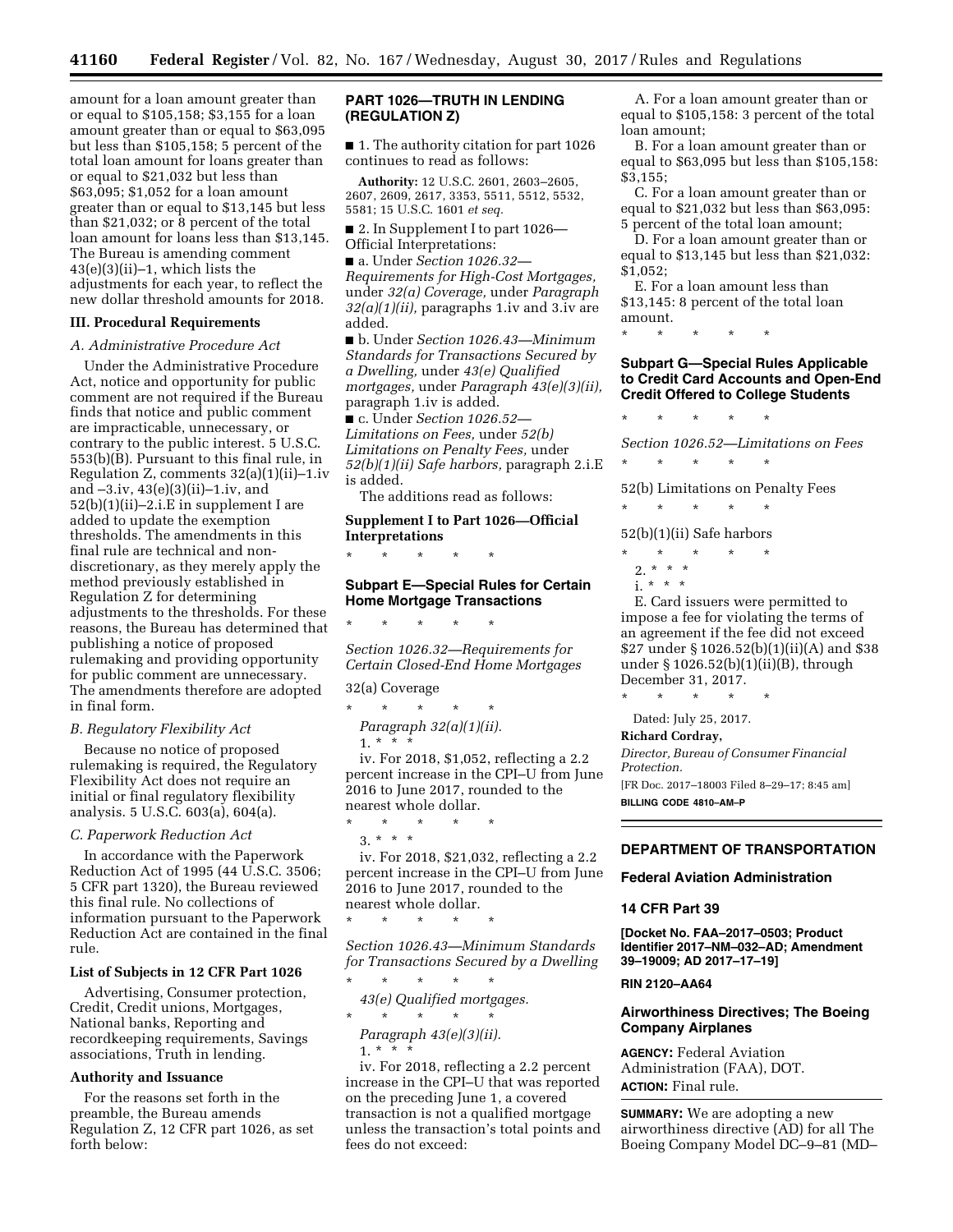amount for a loan amount greater than or equal to $105,158; $3,155 for a loan amount greater than or equal to $63,095 but less than $105,158; 5 percent of the total loan amount for loans greater than or equal to $21,032 but less than $63,095; $1,052 for a loan amount greater than or equal to $13,145 but less than $21,032; or 8 percent of the total loan amount for loans less than $13,145. The Bureau is amending comment 43(e)(3)(ii)–1, which lists the adjustments for each year, to reflect the new dollar threshold amounts for 2018.

### III. Procedural Requirements

#### *A. Administrative Procedure Act*

Under the Administrative Procedure Act, notice and opportunity for public comment are not required if the Bureau finds that notice and public comment are impracticable, unnecessary, or contrary to the public interest. 5 U.S.C. 553(b)(B). Pursuant to this final rule, in Regulation Z, comments 32(a)(1)(ii)–1.iv and –3.iv, 43(e)(3)(ii)–1.iv, and 52(b)(1)(ii)–2.i.E in supplement I are added to update the exemption thresholds. The amendments in this final rule are technical and non-discretionary, as they merely apply the method previously established in Regulation Z for determining adjustments to the thresholds. For these reasons, the Bureau has determined that publishing a notice of proposed rulemaking and providing opportunity for public comment are unnecessary. The amendments therefore are adopted in final form.

#### *B. Regulatory Flexibility Act*

Because no notice of proposed rulemaking is required, the Regulatory Flexibility Act does not require an initial or final regulatory flexibility analysis. 5 U.S.C. 603(a), 604(a).

#### *C. Paperwork Reduction Act*

In accordance with the Paperwork Reduction Act of 1995 (44 U.S.C. 3506; 5 CFR part 1320), the Bureau reviewed this final rule. No collections of information pursuant to the Paperwork Reduction Act are contained in the final rule.

### List of Subjects in 12 CFR Part 1026

Advertising, Consumer protection, Credit, Credit unions, Mortgages, National banks, Reporting and recordkeeping requirements, Savings associations, Truth in lending.

### Authority and Issuance

For the reasons set forth in the preamble, the Bureau amends Regulation Z, 12 CFR part 1026, as set forth below:

## PART 1026—TRUTH IN LENDING (REGULATION Z)

■ 1. The authority citation for part 1026 continues to read as follows:

**Authority:** 12 U.S.C. 2601, 2603–2605, 2607, 2609, 2617, 3353, 5511, 5512, 5532, 5581; 15 U.S.C. 1601 *et seq.*

■ 2. In Supplement I to part 1026—Official Interpretations:

■ a. Under *Section 1026.32—Requirements for High-Cost Mortgages,* under *32(a) Coverage,* under *Paragraph 32(a)(1)(ii),* paragraphs 1.iv and 3.iv are added.

■ b. Under *Section 1026.43—Minimum Standards for Transactions Secured by a Dwelling,* under *43(e) Qualified mortgages,* under *Paragraph 43(e)(3)(ii),* paragraph 1.iv is added.

■ c. Under *Section 1026.52—Limitations on Fees,* under *52(b) Limitations on Penalty Fees,* under *52(b)(1)(ii) Safe harbors,* paragraph 2.i.E is added.

The additions read as follows:

### Supplement I to Part 1026—Official Interpretations

\* \* \* \* \*

### Subpart E—Special Rules for Certain Home Mortgage Transactions

\* \* \* \* \*

*Section 1026.32—Requirements for Certain Closed-End Home Mortgages*

32(a) Coverage

\* \* \* \* \*

*Paragraph 32(a)(1)(ii).*

1. \* \* \*

iv. For 2018, $1,052, reflecting a 2.2 percent increase in the CPI–U from June 2016 to June 2017, rounded to the nearest whole dollar.

\* \* \* \* \*

3. \* \* \*

iv. For 2018, $21,032, reflecting a 2.2 percent increase in the CPI–U from June 2016 to June 2017, rounded to the nearest whole dollar.

\* \* \* \* \*

*Section 1026.43—Minimum Standards for Transactions Secured by a Dwelling*

\* \* \* \* \*

*43(e) Qualified mortgages.*

\* \* \* \* \*

*Paragraph 43(e)(3)(ii).*

1. \* \* \*

iv. For 2018, reflecting a 2.2 percent increase in the CPI–U that was reported on the preceding June 1, a covered transaction is not a qualified mortgage unless the transaction's total points and fees do not exceed:

A. For a loan amount greater than or equal to $105,158: 3 percent of the total loan amount;

B. For a loan amount greater than or equal to $63,095 but less than $105,158: $3,155;

C. For a loan amount greater than or equal to $21,032 but less than $63,095: 5 percent of the total loan amount;

D. For a loan amount greater than or equal to $13,145 but less than $21,032: $1,052;

E. For a loan amount less than $13,145: 8 percent of the total loan amount.

\* \* \* \* \*

### Subpart G—Special Rules Applicable to Credit Card Accounts and Open-End Credit Offered to College Students

\* \* \* \* \*

*Section 1026.52—Limitations on Fees*

\* \* \* \* \*

52(b) Limitations on Penalty Fees

\* \* \* \* \*

52(b)(1)(ii) Safe harbors

\* \* \* \* \*

2. \* \* \*

i. \* \* \*

E. Card issuers were permitted to impose a fee for violating the terms of an agreement if the fee did not exceed $27 under § 1026.52(b)(1)(ii)(A) and $38 under § 1026.52(b)(1)(ii)(B), through December 31, 2017.

\* \* \* \* \*

Dated: July 25, 2017.

**Richard Cordray,**

*Director, Bureau of Consumer Financial Protection.*

[FR Doc. 2017–18003 Filed 8–29–17; 8:45 am]

**BILLING CODE 4810–AM–P**

---

## DEPARTMENT OF TRANSPORTATION

### Federal Aviation Administration

### 14 CFR Part 39

**[Docket No. FAA–2017–0503; Product Identifier 2017–NM–032–AD; Amendment 39–19009; AD 2017–17–19]**

**RIN 2120–AA64**

### Airworthiness Directives; The Boeing Company Airplanes

**AGENCY:** Federal Aviation Administration (FAA), DOT.

**ACTION:** Final rule.

**SUMMARY:** We are adopting a new airworthiness directive (AD) for all The Boeing Company Model DC–9–81 (MD–